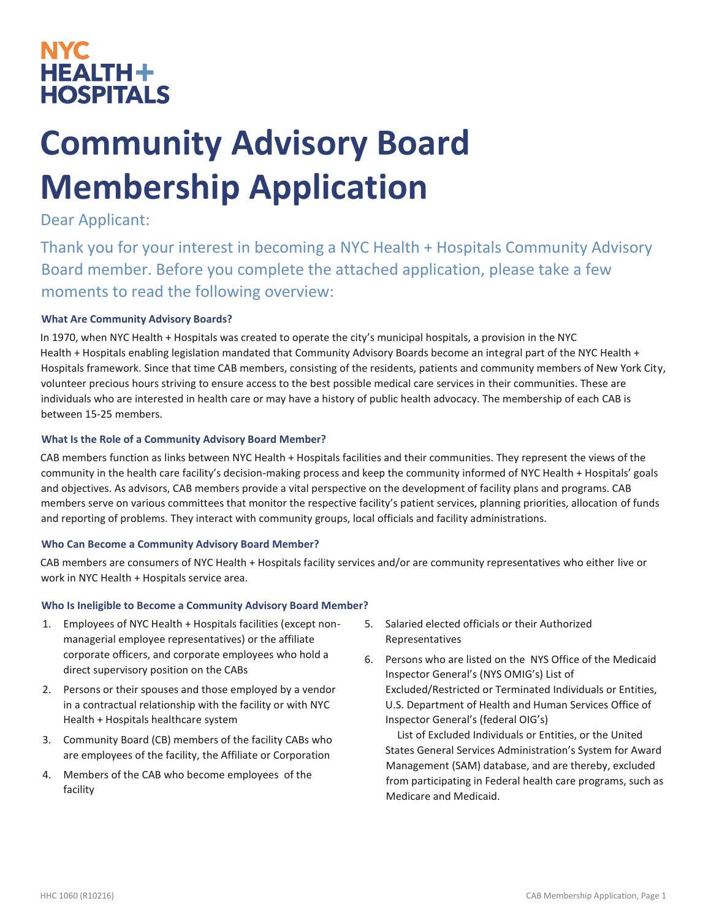NYC HEALTH + HOSPITALS

# Community Advisory Board Membership Application

Dear Applicant:

Thank you for your interest in becoming a NYC Health + Hospitals Community Advisory Board member. Before you complete the attached application, please take a few moments to read the following overview:

### What Are Community Advisory Boards?

In 1970, when NYC Health + Hospitals was created to operate the city's municipal hospitals, a provision in the NYC Health + Hospitals enabling legislation mandated that Community Advisory Boards become an integral part of the NYC Health + Hospitals framework. Since that time CAB members, consisting of the residents, patients and community members of New York City, volunteer precious hours striving to ensure access to the best possible medical care services in their communities. These are individuals who are interested in health care or may have a history of public health advocacy. The membership of each CAB is between 15-25 members.

### What Is the Role of a Community Advisory Board Member?

CAB members function as links between NYC Health + Hospitals facilities and their communities. They represent the views of the community in the health care facility's decision-making process and keep the community informed of NYC Health + Hospitals' goals and objectives. As advisors, CAB members provide a vital perspective on the development of facility plans and programs. CAB members serve on various committees that monitor the respective facility's patient services, planning priorities, allocation of funds and reporting of problems. They interact with community groups, local officials and facility administrations.

### Who Can Become a Community Advisory Board Member?

CAB members are consumers of NYC Health + Hospitals facility services and/or are community representatives who either live or work in NYC Health + Hospitals service area.

### Who Is Ineligible to Become a Community Advisory Board Member?

1. Employees of NYC Health + Hospitals facilities (except non-managerial employee representatives) or the affiliate corporate officers, and corporate employees who hold a direct supervisory position on the CABs
2. Persons or their spouses and those employed by a vendor in a contractual relationship with the facility or with NYC Health + Hospitals healthcare system
3. Community Board (CB) members of the facility CABs who are employees of the facility, the Affiliate or Corporation
4. Members of the CAB who become employees of the facility
5. Salaried elected officials or their Authorized Representatives
6. Persons who are listed on the NYS Office of the Medicaid Inspector General's (NYS OMIG's) List of Excluded/Restricted or Terminated Individuals or Entities, U.S. Department of Health and Human Services Office of Inspector General's (federal OIG's) List of Excluded Individuals or Entities, or the United States General Services Administration's System for Award Management (SAM) database, and are thereby, excluded from participating in Federal health care programs, such as Medicare and Medicaid.

HHC 1060 (R10216)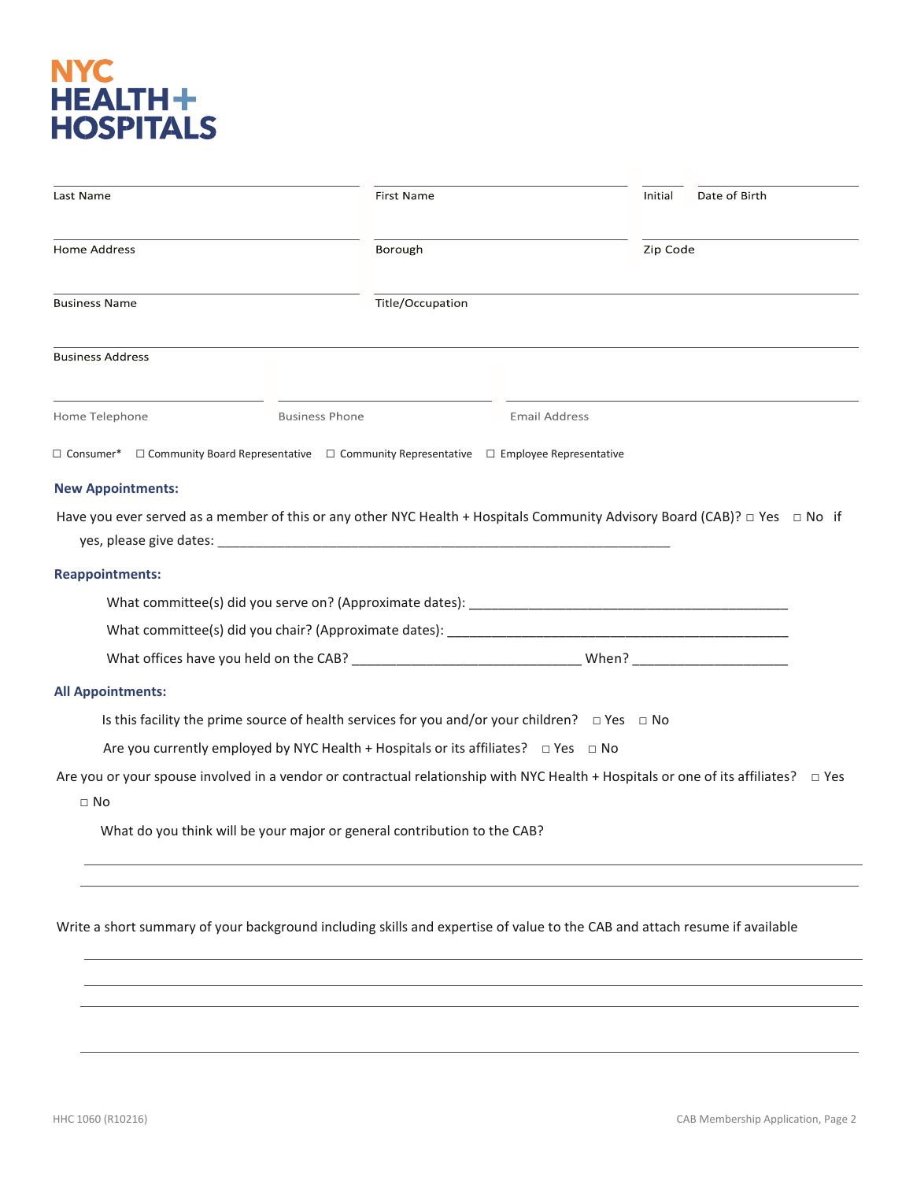NYC HEALTH+ HOSPITALS

| Last Name | First Name | Initial | Date of Birth |
|---|---|---|---|
| | | | |
| **Home Address** | **Borough** | **Zip Code** | |
| | | | |
| **Business Name** | **Title/Occupation** | | |
| | | | |
| **Business Address** | | | |
| | | | |
| **Home Telephone** | **Business Phone** | **Email Address** | |

☐ Consumer* ☐ Community Board Representative ☐ Community Representative ☐ Employee Representative

### New Appointments:

Have you ever served as a member of this or any other NYC Health + Hospitals Community Advisory Board (CAB)? ☐ Yes ☐ No if yes, please give dates: ____________________________________________________________

### Reappointments:

What committee(s) did you serve on? (Approximate dates): ____________________________________________

What committee(s) did you chair? (Approximate dates): _______________________________________________

What offices have you held on the CAB? ______________________________ When? ____________________

### All Appointments:

Is this facility the prime source of health services for you and/or your children? ☐ Yes ☐ No

Are you currently employed by NYC Health + Hospitals or its affiliates? ☐ Yes ☐ No

Are you or your spouse involved in a vendor or contractual relationship with NYC Health + Hospitals or one of its affiliates? ☐ Yes ☐ No

What do you think will be your major or general contribution to the CAB?

_______________________________________________________________________________

_______________________________________________________________________________

Write a short summary of your background including skills and expertise of value to the CAB and attach resume if available

_______________________________________________________________________________

_______________________________________________________________________________

_______________________________________________________________________________

_______________________________________________________________________________

HHC 1060 (R10216)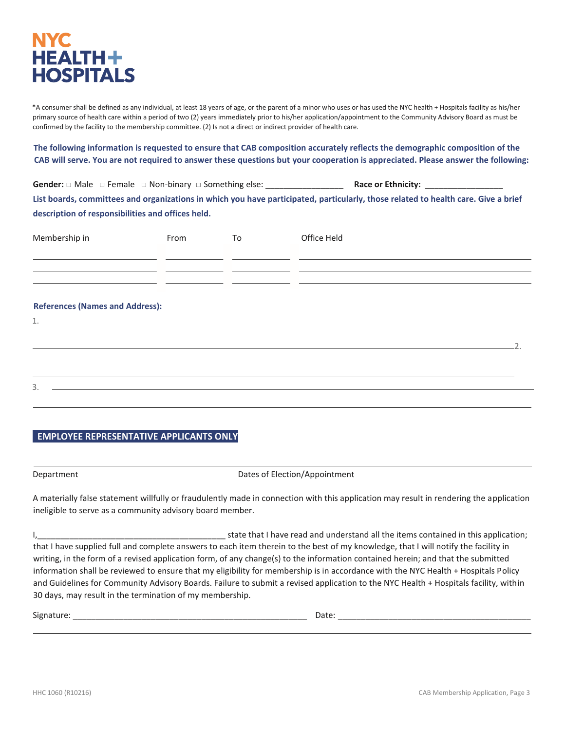NYC HEALTH+ HOSPITALS

*A consumer shall be defined as any individual, at least 18 years of age, or the parent of a minor who uses or has used the NYC health + Hospitals facility as his/her primary source of health care within a period of two (2) years immediately prior to his/her application/appointment to the Community Advisory Board as must be confirmed by the facility to the membership committee. (2) Is not a direct or indirect provider of health care.

**The following information is requested to ensure that CAB composition accurately reflects the demographic composition of the CAB will serve. You are not required to answer these questions but your cooperation is appreciated. Please answer the following:**

**Gender:** □ Male □ Female □ Non-binary □ Something else: ________________ **Race or Ethnicity:** ________________

**List boards, committees and organizations in which you have participated, particularly, those related to health care. Give a brief description of responsibilities and offices held.**

| Membership in | From | To | Office Held |
|---|---|---|---|
| | | | |
| | | | |
| | | | |

**References (Names and Address):**

1. 

2. 

3. 

## EMPLOYEE REPRESENTATIVE APPLICANTS ONLY

Department Dates of Election/Appointment

A materially false statement willfully or fraudulently made in connection with this application may result in rendering the application ineligible to serve as a community advisory board member.

I,________________________________________ state that I have read and understand all the items contained in this application; that I have supplied full and complete answers to each item therein to the best of my knowledge, that I will notify the facility in writing, in the form of a revised application form, of any change(s) to the information contained herein; and that the submitted information shall be reviewed to ensure that my eligibility for membership is in accordance with the NYC Health + Hospitals Policy and Guidelines for Community Advisory Boards. Failure to submit a revised application to the NYC Health + Hospitals facility, within 30 days, may result in the termination of my membership.

Signature: ____________________________________________________ Date: ________________________________________

HHC 1060 (R10216) CAB Membership Application, Page 3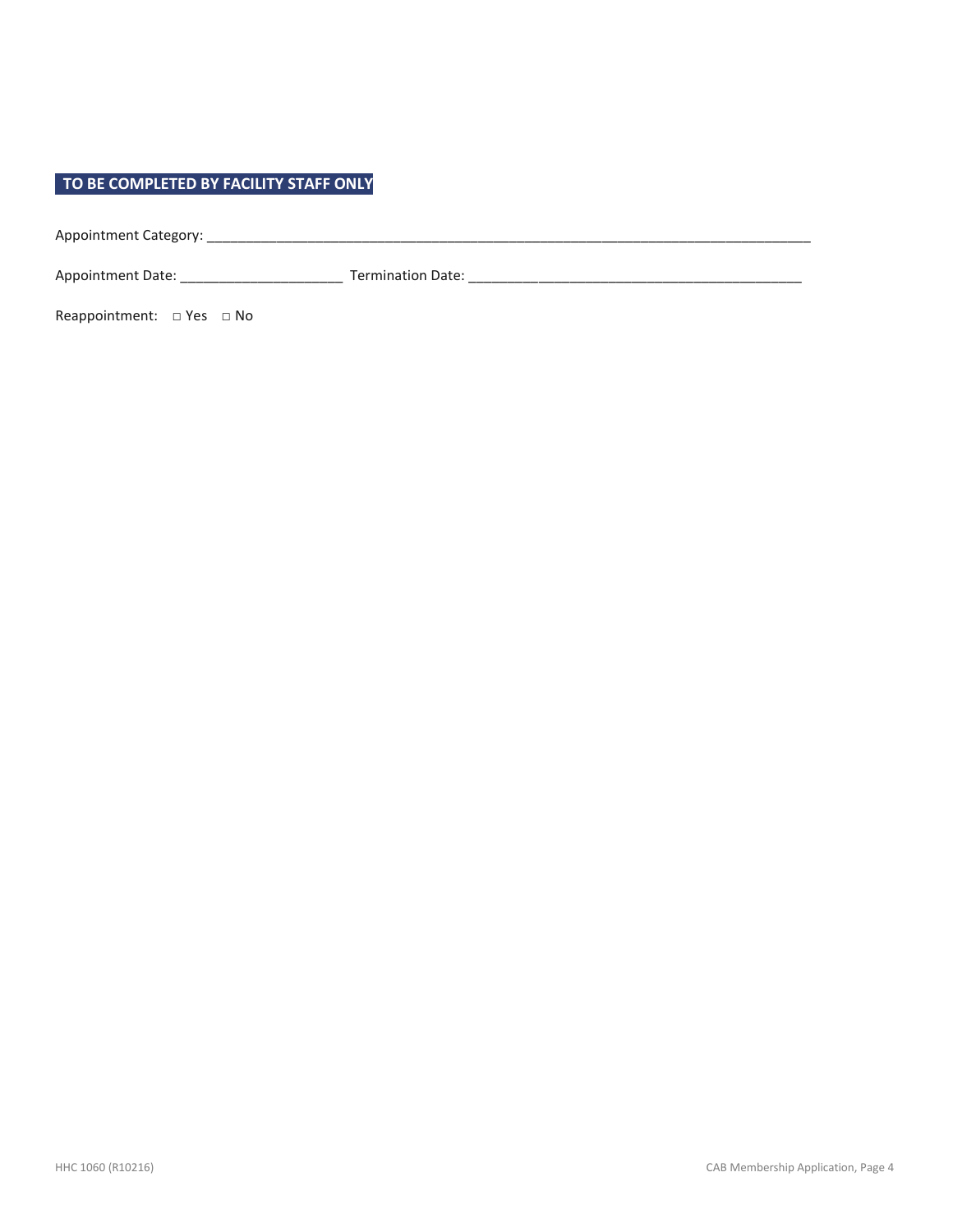## TO BE COMPLETED BY FACILITY STAFF ONLY

Appointment Category: ________________________________________________________________________________

Appointment Date: _____________________ Termination Date: ___________________________________________

Reappointment: □ Yes □ No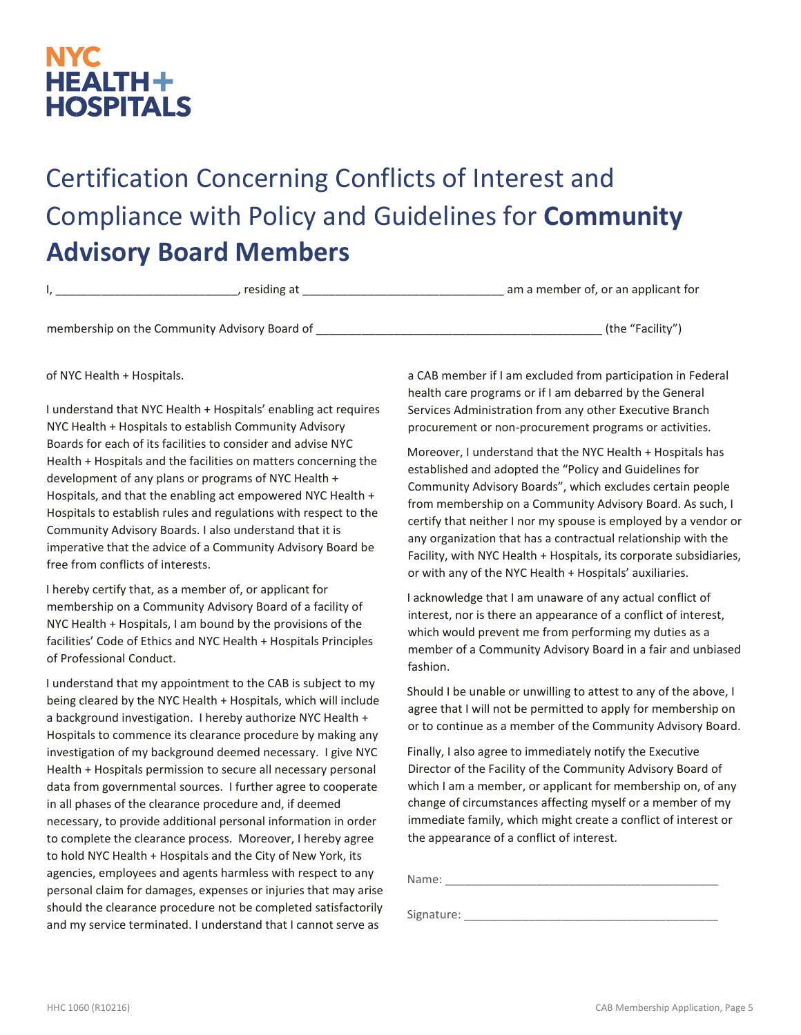NYC HEALTH + HOSPITALS

# Certification Concerning Conflicts of Interest and Compliance with Policy and Guidelines for **Community Advisory Board Members**

I, ___________________________, residing at ______________________________ am a member of, or an applicant for

membership on the Community Advisory Board of ___________________________________________ (the "Facility")

of NYC Health + Hospitals.

I understand that NYC Health + Hospitals' enabling act requires NYC Health + Hospitals to establish Community Advisory Boards for each of its facilities to consider and advise NYC Health + Hospitals and the facilities on matters concerning the development of any plans or programs of NYC Health + Hospitals, and that the enabling act empowered NYC Health + Hospitals to establish rules and regulations with respect to the Community Advisory Boards. I also understand that it is imperative that the advice of a Community Advisory Board be free from conflicts of interests.

I hereby certify that, as a member of, or applicant for membership on a Community Advisory Board of a facility of NYC Health + Hospitals, I am bound by the provisions of the facilities' Code of Ethics and NYC Health + Hospitals Principles of Professional Conduct.

I understand that my appointment to the CAB is subject to my being cleared by the NYC Health + Hospitals, which will include a background investigation. I hereby authorize NYC Health + Hospitals to commence its clearance procedure by making any investigation of my background deemed necessary. I give NYC Health + Hospitals permission to secure all necessary personal data from governmental sources. I further agree to cooperate in all phases of the clearance procedure and, if deemed necessary, to provide additional personal information in order to complete the clearance process. Moreover, I hereby agree to hold NYC Health + Hospitals and the City of New York, its agencies, employees and agents harmless with respect to any personal claim for damages, expenses or injuries that may arise should the clearance procedure not be completed satisfactorily and my service terminated. I understand that I cannot serve as a CAB member if I am excluded from participation in Federal health care programs or if I am debarred by the General Services Administration from any other Executive Branch procurement or non-procurement programs or activities.

Moreover, I understand that the NYC Health + Hospitals has established and adopted the "Policy and Guidelines for Community Advisory Boards", which excludes certain people from membership on a Community Advisory Board. As such, I certify that neither I nor my spouse is employed by a vendor or any organization that has a contractual relationship with the Facility, with NYC Health + Hospitals, its corporate subsidiaries, or with any of the NYC Health + Hospitals' auxiliaries.

I acknowledge that I am unaware of any actual conflict of interest, nor is there an appearance of a conflict of interest, which would prevent me from performing my duties as a member of a Community Advisory Board in a fair and unbiased fashion.

Should I be unable or unwilling to attest to any of the above, I agree that I will not be permitted to apply for membership on or to continue as a member of the Community Advisory Board.

Finally, I also agree to immediately notify the Executive Director of the Facility of the Community Advisory Board of which I am a member, or applicant for membership on, of any change of circumstances affecting myself or a member of my immediate family, which might create a conflict of interest or the appearance of a conflict of interest.

Name: __________________________________________

Signature: ______________________________________

HHC 1060 (R10216)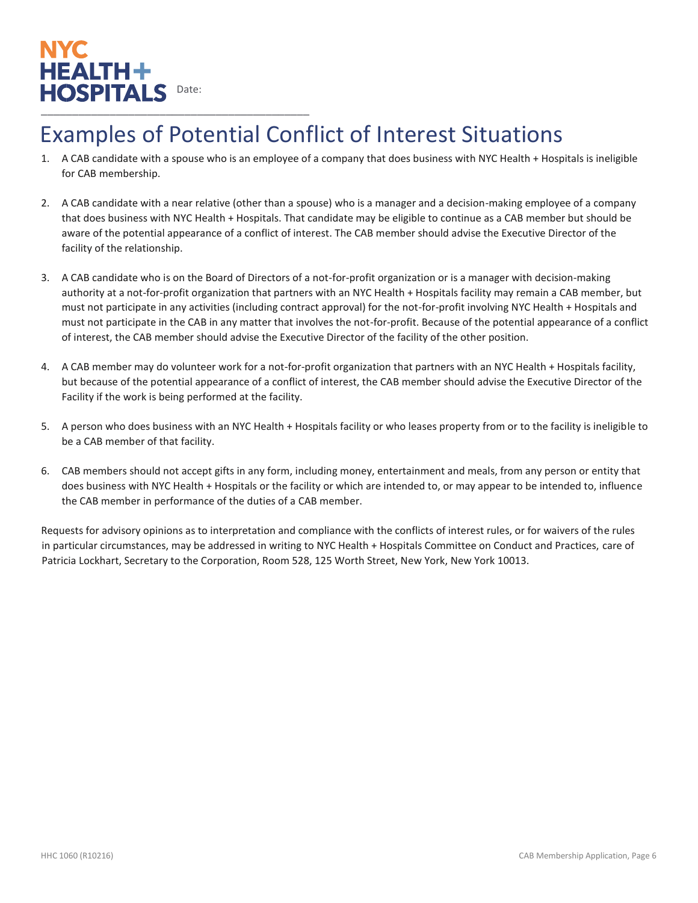NYC HEALTH+ HOSPITALS Date:

# Examples of Potential Conflict of Interest Situations

1. A CAB candidate with a spouse who is an employee of a company that does business with NYC Health + Hospitals is ineligible for CAB membership.

2. A CAB candidate with a near relative (other than a spouse) who is a manager and a decision-making employee of a company that does business with NYC Health + Hospitals. That candidate may be eligible to continue as a CAB member but should be aware of the potential appearance of a conflict of interest. The CAB member should advise the Executive Director of the facility of the relationship.

3. A CAB candidate who is on the Board of Directors of a not-for-profit organization or is a manager with decision-making authority at a not-for-profit organization that partners with an NYC Health + Hospitals facility may remain a CAB member, but must not participate in any activities (including contract approval) for the not-for-profit involving NYC Health + Hospitals and must not participate in the CAB in any matter that involves the not-for-profit. Because of the potential appearance of a conflict of interest, the CAB member should advise the Executive Director of the facility of the other position.

4. A CAB member may do volunteer work for a not-for-profit organization that partners with an NYC Health + Hospitals facility, but because of the potential appearance of a conflict of interest, the CAB member should advise the Executive Director of the Facility if the work is being performed at the facility.

5. A person who does business with an NYC Health + Hospitals facility or who leases property from or to the facility is ineligible to be a CAB member of that facility.

6. CAB members should not accept gifts in any form, including money, entertainment and meals, from any person or entity that does business with NYC Health + Hospitals or the facility or which are intended to, or may appear to be intended to, influence the CAB member in performance of the duties of a CAB member.

Requests for advisory opinions as to interpretation and compliance with the conflicts of interest rules, or for waivers of the rules in particular circumstances, may be addressed in writing to NYC Health + Hospitals Committee on Conduct and Practices, care of Patricia Lockhart, Secretary to the Corporation, Room 528, 125 Worth Street, New York, New York 10013.

HHC 1060 (R10216)